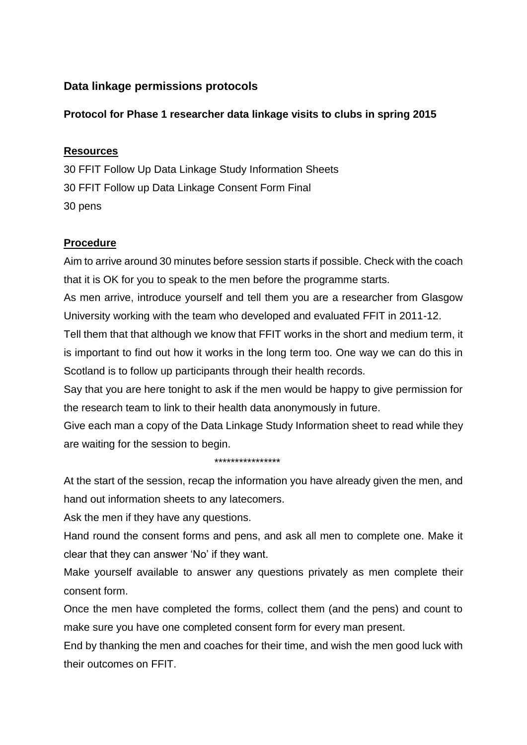## Data linkage permissions protocols

### Protocol for Phase 1 researcher data linkage visits to clubs in spring 2015

**Resources**

30 FFIT Follow Up Data Linkage Study Information Sheets
30 FFIT Follow up Data Linkage Consent Form Final
30 pens

**Procedure**

Aim to arrive around 30 minutes before session starts if possible. Check with the coach that it is OK for you to speak to the men before the programme starts.

As men arrive, introduce yourself and tell them you are a researcher from Glasgow University working with the team who developed and evaluated FFIT in 2011-12.

Tell them that that although we know that FFIT works in the short and medium term, it is important to find out how it works in the long term too. One way we can do this in Scotland is to follow up participants through their health records.

Say that you are here tonight to ask if the men would be happy to give permission for the research team to link to their health data anonymously in future.

Give each man a copy of the Data Linkage Study Information sheet to read while they are waiting for the session to begin.

****************

At the start of the session, recap the information you have already given the men, and hand out information sheets to any latecomers.

Ask the men if they have any questions.

Hand round the consent forms and pens, and ask all men to complete one. Make it clear that they can answer 'No' if they want.

Make yourself available to answer any questions privately as men complete their consent form.

Once the men have completed the forms, collect them (and the pens) and count to make sure you have one completed consent form for every man present.

End by thanking the men and coaches for their time, and wish the men good luck with their outcomes on FFIT.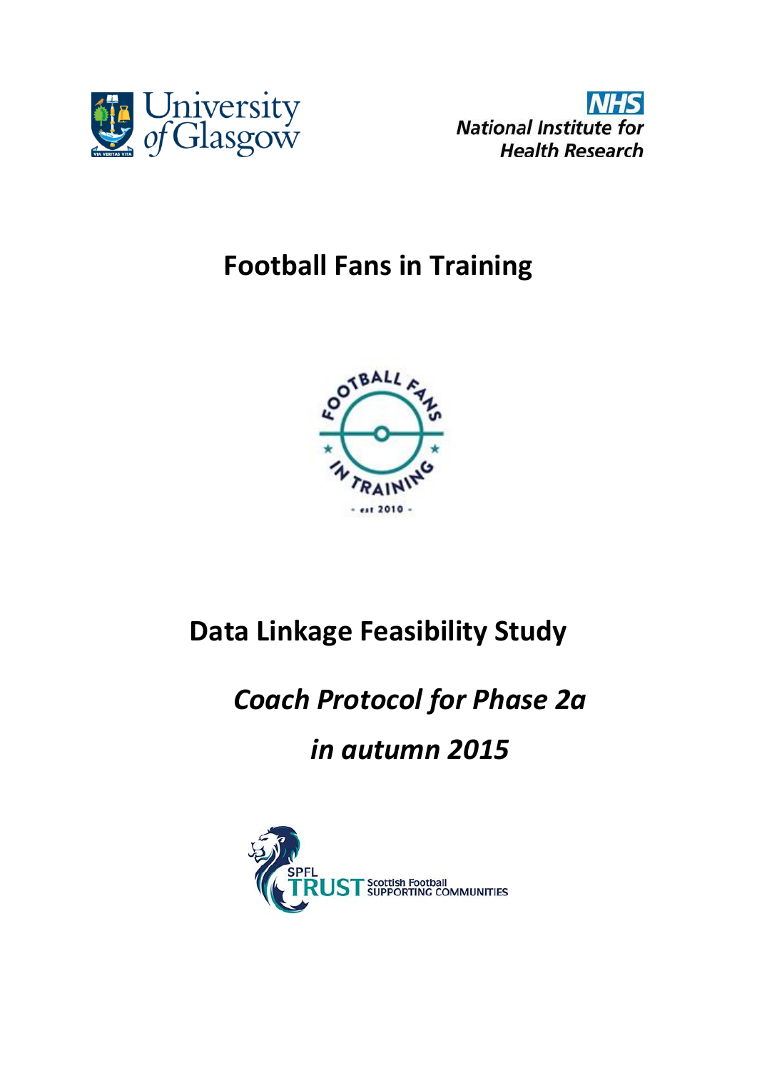# Football Fans in Training

# Data Linkage Feasibility Study

## *Coach Protocol for Phase 2a*

## *in autumn 2015*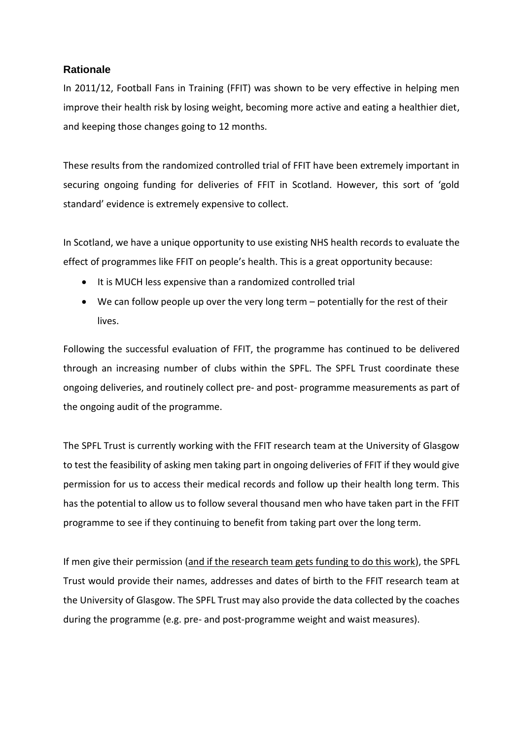## Rationale

In 2011/12, Football Fans in Training (FFIT) was shown to be very effective in helping men improve their health risk by losing weight, becoming more active and eating a healthier diet, and keeping those changes going to 12 months.

These results from the randomized controlled trial of FFIT have been extremely important in securing ongoing funding for deliveries of FFIT in Scotland. However, this sort of 'gold standard' evidence is extremely expensive to collect.

In Scotland, we have a unique opportunity to use existing NHS health records to evaluate the effect of programmes like FFIT on people's health. This is a great opportunity because:

- It is MUCH less expensive than a randomized controlled trial
- We can follow people up over the very long term – potentially for the rest of their lives.

Following the successful evaluation of FFIT, the programme has continued to be delivered through an increasing number of clubs within the SPFL. The SPFL Trust coordinate these ongoing deliveries, and routinely collect pre- and post- programme measurements as part of the ongoing audit of the programme.

The SPFL Trust is currently working with the FFIT research team at the University of Glasgow to test the feasibility of asking men taking part in ongoing deliveries of FFIT if they would give permission for us to access their medical records and follow up their health long term. This has the potential to allow us to follow several thousand men who have taken part in the FFIT programme to see if they continuing to benefit from taking part over the long term.

If men give their permission (<u>and if the research team gets funding to do this work</u>), the SPFL Trust would provide their names, addresses and dates of birth to the FFIT research team at the University of Glasgow. The SPFL Trust may also provide the data collected by the coaches during the programme (e.g. pre- and post-programme weight and waist measures).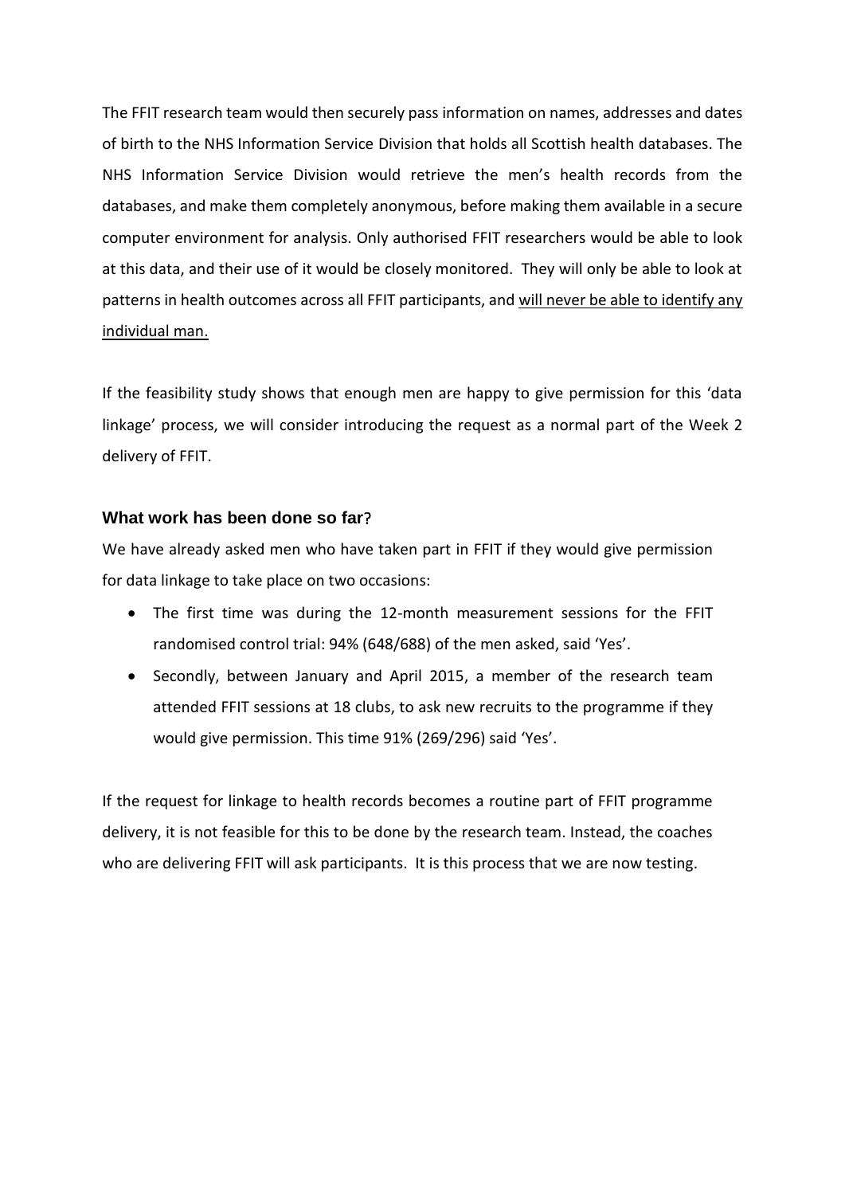The FFIT research team would then securely pass information on names, addresses and dates of birth to the NHS Information Service Division that holds all Scottish health databases. The NHS Information Service Division would retrieve the men's health records from the databases, and make them completely anonymous, before making them available in a secure computer environment for analysis. Only authorised FFIT researchers would be able to look at this data, and their use of it would be closely monitored. They will only be able to look at patterns in health outcomes across all FFIT participants, and <u>will never be able to identify any individual man.</u>

If the feasibility study shows that enough men are happy to give permission for this 'data linkage' process, we will consider introducing the request as a normal part of the Week 2 delivery of FFIT.

### What work has been done so far?

We have already asked men who have taken part in FFIT if they would give permission for data linkage to take place on two occasions:

- The first time was during the 12-month measurement sessions for the FFIT randomised control trial: 94% (648/688) of the men asked, said 'Yes'.
- Secondly, between January and April 2015, a member of the research team attended FFIT sessions at 18 clubs, to ask new recruits to the programme if they would give permission. This time 91% (269/296) said 'Yes'.

If the request for linkage to health records becomes a routine part of FFIT programme delivery, it is not feasible for this to be done by the research team. Instead, the coaches who are delivering FFIT will ask participants. It is this process that we are now testing.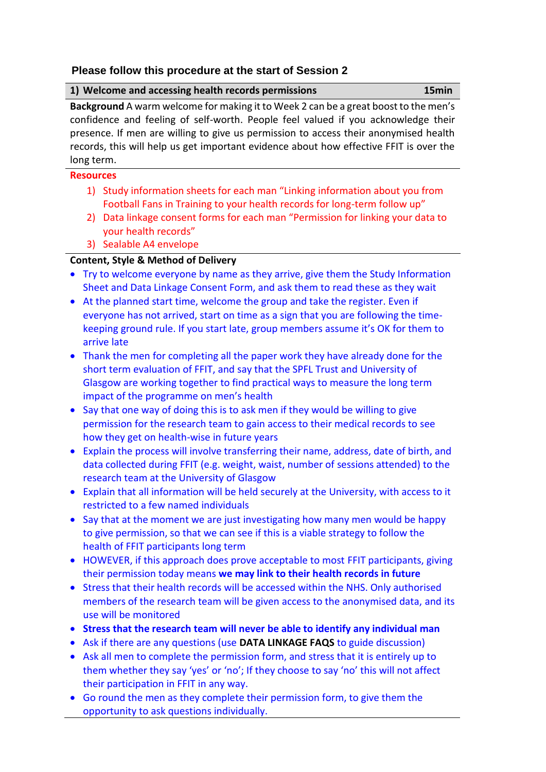## Please follow this procedure at the start of Session 2

### 1) Welcome and accessing health records permissions 15min

**Background** A warm welcome for making it to Week 2 can be a great boost to the men's confidence and feeling of self-worth. People feel valued if you acknowledge their presence. If men are willing to give us permission to access their anonymised health records, this will help us get important evidence about how effective FFIT is over the long term.

**Resources**

1) Study information sheets for each man "Linking information about you from Football Fans in Training to your health records for long-term follow up"
2) Data linkage consent forms for each man "Permission for linking your data to your health records"
3) Sealable A4 envelope

**Content, Style & Method of Delivery**

- Try to welcome everyone by name as they arrive, give them the Study Information Sheet and Data Linkage Consent Form, and ask them to read these as they wait
- At the planned start time, welcome the group and take the register. Even if everyone has not arrived, start on time as a sign that you are following the time-keeping ground rule. If you start late, group members assume it's OK for them to arrive late
- Thank the men for completing all the paper work they have already done for the short term evaluation of FFIT, and say that the SPFL Trust and University of Glasgow are working together to find practical ways to measure the long term impact of the programme on men's health
- Say that one way of doing this is to ask men if they would be willing to give permission for the research team to gain access to their medical records to see how they get on health-wise in future years
- Explain the process will involve transferring their name, address, date of birth, and data collected during FFIT (e.g. weight, waist, number of sessions attended) to the research team at the University of Glasgow
- Explain that all information will be held securely at the University, with access to it restricted to a few named individuals
- Say that at the moment we are just investigating how many men would be happy to give permission, so that we can see if this is a viable strategy to follow the health of FFIT participants long term
- HOWEVER, if this approach does prove acceptable to most FFIT participants, giving their permission today means **we may link to their health records in future**
- Stress that their health records will be accessed within the NHS. Only authorised members of the research team will be given access to the anonymised data, and its use will be monitored
- **Stress that the research team will never be able to identify any individual man**
- Ask if there are any questions (use **DATA LINKAGE FAQS** to guide discussion)
- Ask all men to complete the permission form, and stress that it is entirely up to them whether they say 'yes' or 'no'; If they choose to say 'no' this will not affect their participation in FFIT in any way.
- Go round the men as they complete their permission form, to give them the opportunity to ask questions individually.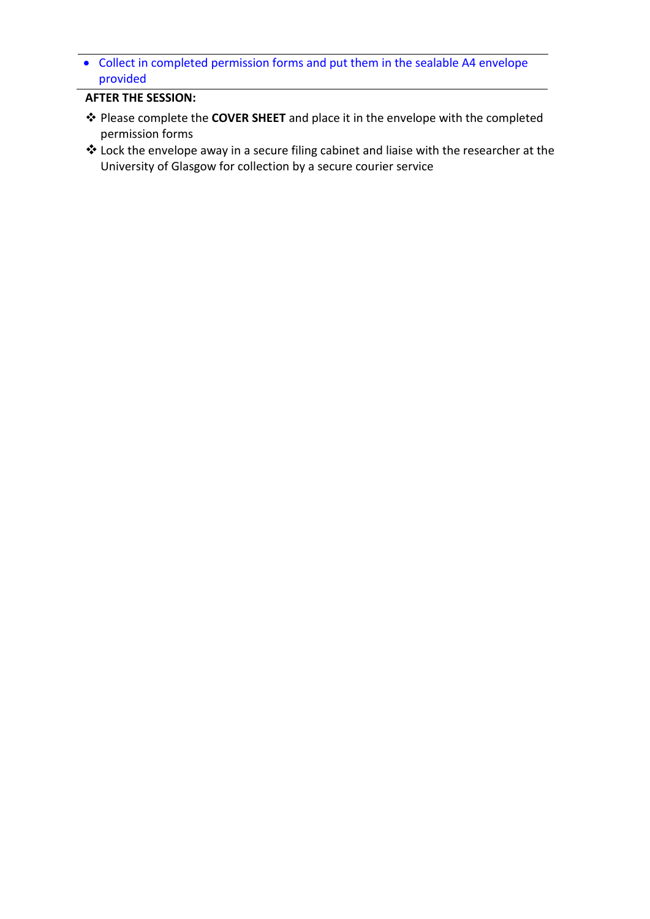- Collect in completed permission forms and put them in the sealable A4 envelope provided

**AFTER THE SESSION:**

- Please complete the **COVER SHEET** and place it in the envelope with the completed permission forms
- Lock the envelope away in a secure filing cabinet and liaise with the researcher at the University of Glasgow for collection by a secure courier service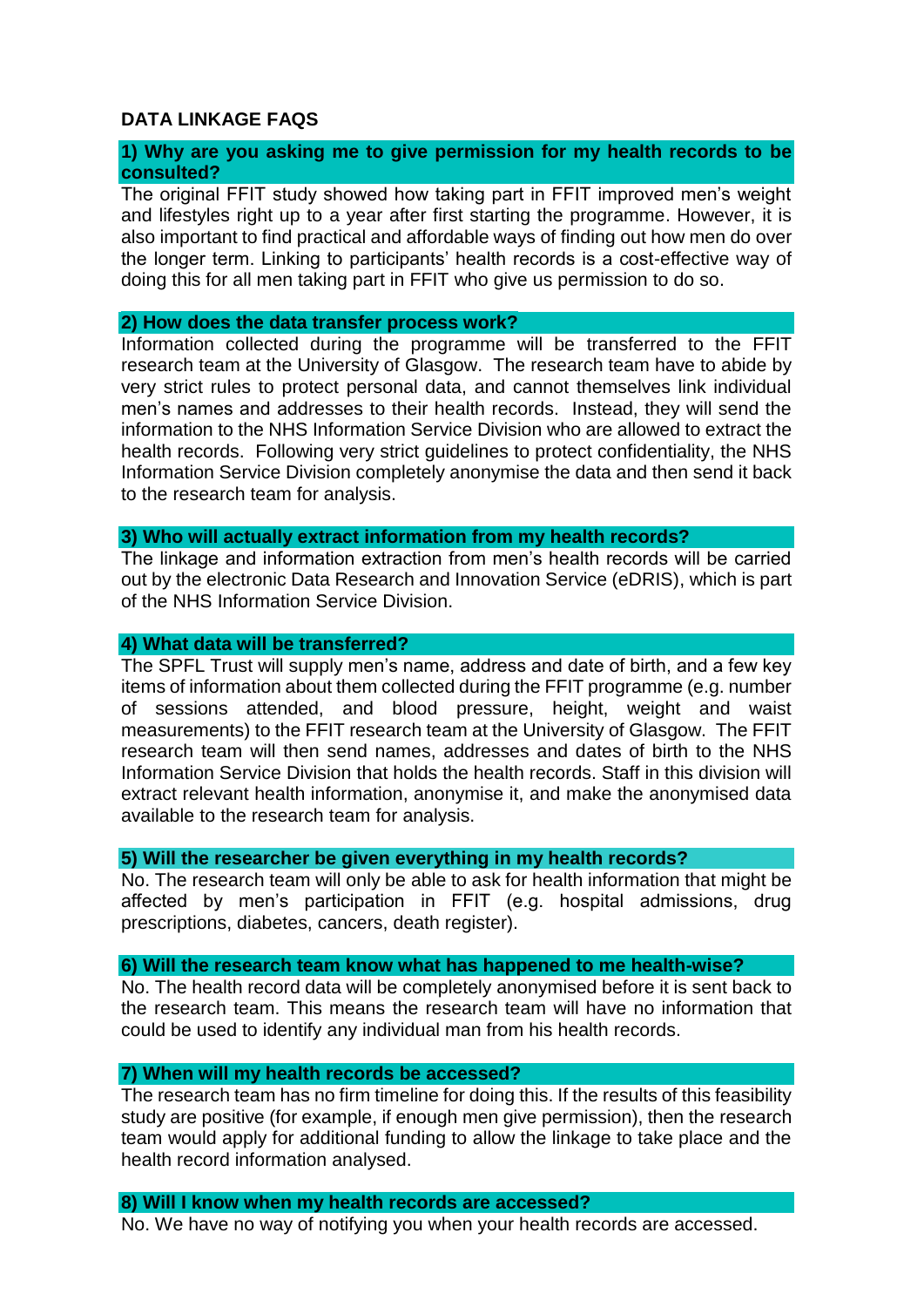## DATA LINKAGE FAQS

### 1) Why are you asking me to give permission for my health records to be consulted?

The original FFIT study showed how taking part in FFIT improved men's weight and lifestyles right up to a year after first starting the programme. However, it is also important to find practical and affordable ways of finding out how men do over the longer term. Linking to participants' health records is a cost-effective way of doing this for all men taking part in FFIT who give us permission to do so.

### 2) How does the data transfer process work?

Information collected during the programme will be transferred to the FFIT research team at the University of Glasgow. The research team have to abide by very strict rules to protect personal data, and cannot themselves link individual men's names and addresses to their health records. Instead, they will send the information to the NHS Information Service Division who are allowed to extract the health records. Following very strict guidelines to protect confidentiality, the NHS Information Service Division completely anonymise the data and then send it back to the research team for analysis.

### 3) Who will actually extract information from my health records?

The linkage and information extraction from men's health records will be carried out by the electronic Data Research and Innovation Service (eDRIS), which is part of the NHS Information Service Division.

### 4) What data will be transferred?

The SPFL Trust will supply men's name, address and date of birth, and a few key items of information about them collected during the FFIT programme (e.g. number of sessions attended, and blood pressure, height, weight and waist measurements) to the FFIT research team at the University of Glasgow. The FFIT research team will then send names, addresses and dates of birth to the NHS Information Service Division that holds the health records. Staff in this division will extract relevant health information, anonymise it, and make the anonymised data available to the research team for analysis.

### 5) Will the researcher be given everything in my health records?

No. The research team will only be able to ask for health information that might be affected by men's participation in FFIT (e.g. hospital admissions, drug prescriptions, diabetes, cancers, death register).

### 6) Will the research team know what has happened to me health-wise?

No. The health record data will be completely anonymised before it is sent back to the research team. This means the research team will have no information that could be used to identify any individual man from his health records.

### 7) When will my health records be accessed?

The research team has no firm timeline for doing this. If the results of this feasibility study are positive (for example, if enough men give permission), then the research team would apply for additional funding to allow the linkage to take place and the health record information analysed.

### 8) Will I know when my health records are accessed?

No. We have no way of notifying you when your health records are accessed.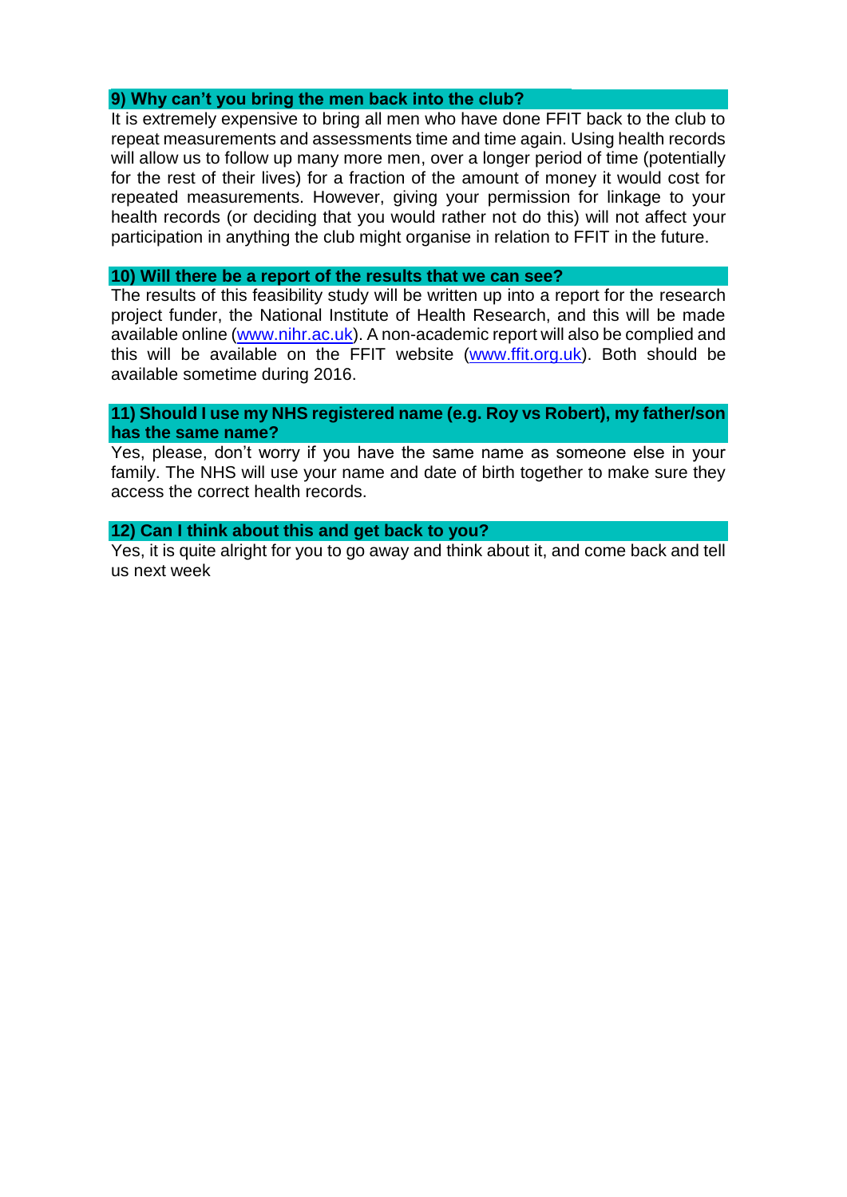### 9) Why can't you bring the men back into the club?

It is extremely expensive to bring all men who have done FFIT back to the club to repeat measurements and assessments time and time again. Using health records will allow us to follow up many more men, over a longer period of time (potentially for the rest of their lives) for a fraction of the amount of money it would cost for repeated measurements. However, giving your permission for linkage to your health records (or deciding that you would rather not do this) will not affect your participation in anything the club might organise in relation to FFIT in the future.

### 10) Will there be a report of the results that we can see?

The results of this feasibility study will be written up into a report for the research project funder, the National Institute of Health Research, and this will be made available online (www.nihr.ac.uk). A non-academic report will also be complied and this will be available on the FFIT website (www.ffit.org.uk). Both should be available sometime during 2016.

### 11) Should I use my NHS registered name (e.g. Roy vs Robert), my father/son has the same name?

Yes, please, don't worry if you have the same name as someone else in your family. The NHS will use your name and date of birth together to make sure they access the correct health records.

### 12) Can I think about this and get back to you?

Yes, it is quite alright for you to go away and think about it, and come back and tell us next week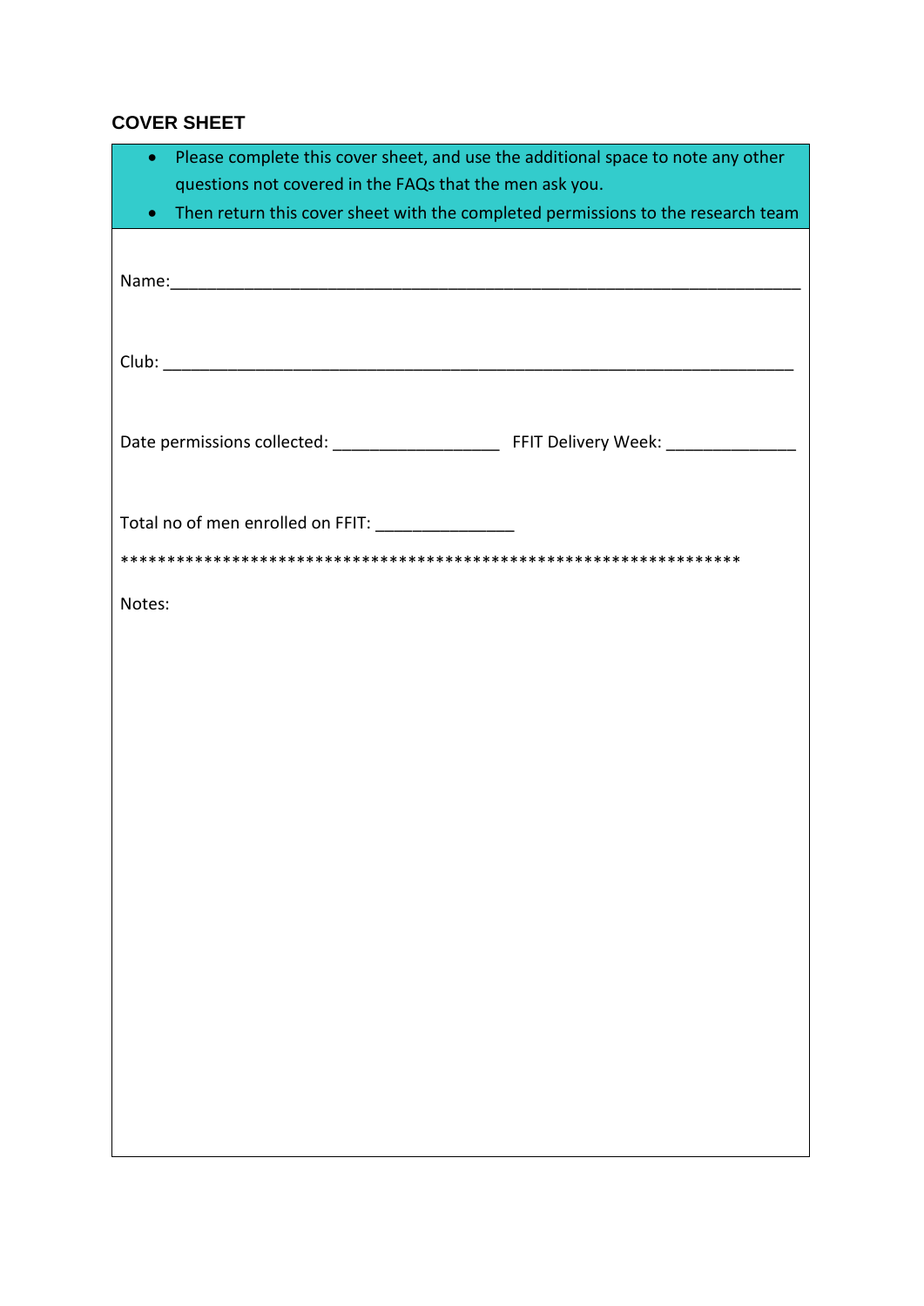# COVER SHEET

- Please complete this cover sheet, and use the additional space to note any other questions not covered in the FAQs that the men ask you.
- Then return this cover sheet with the completed permissions to the research team

Name:_________________________________________________________________________

Club: _________________________________________________________________________

Date permissions collected: ___________________ FFIT Delivery Week: ______________

Total no of men enrolled on FFIT: ________________

**********************************************************************

Notes: